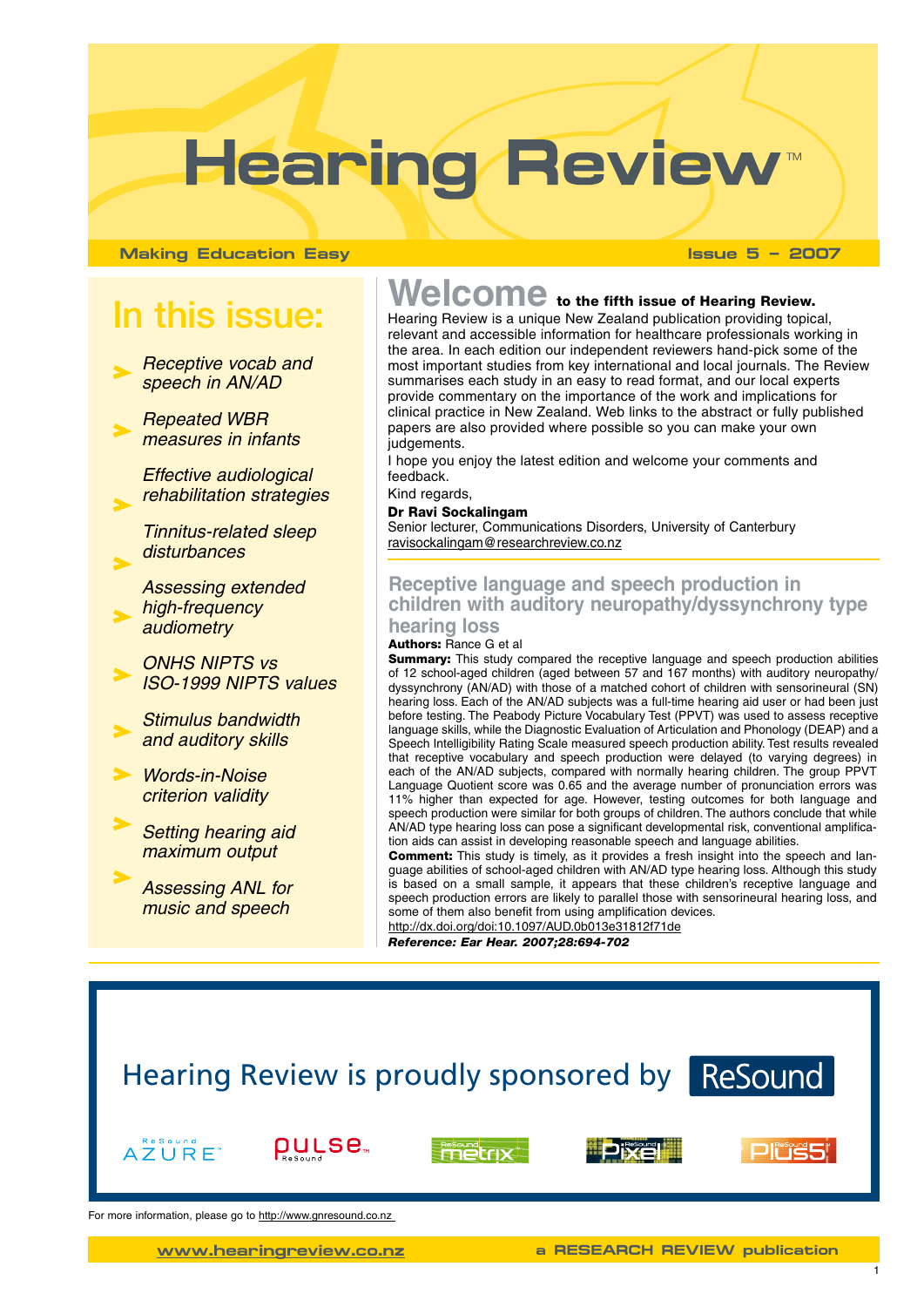# Hearing Review™

**Making Education Easy** — **Issue 5 – 2007**

## In this issue:

- *Receptive vocab and speech in AN/AD*
- *Repeated WBR measures in infants*
- *Effective audiological rehabilitation strategies*
- *Tinnitus-related sleep disturbances*
- *Assessing extended high-frequency audiometry*
- *ONHS NIPTS vs ISO-1999 NIPTS values*
- *Stimulus bandwidth and auditory skills*
- *Words-in-Noise criterion validity*
- *Setting hearing aid maximum output*
- *Assessing ANL for music and speech*

## Welcome to the fifth issue of Hearing Review.

Hearing Review is a unique New Zealand publication providing topical, relevant and accessible information for healthcare professionals working in the area. In each edition our independent reviewers hand-pick some of the most important studies from key international and local journals. The Review summarises each study in an easy to read format, and our local experts provide commentary on the importance of the work and implications for clinical practice in New Zealand. Web links to the abstract or fully published papers are also provided where possible so you can make your own judgements.

I hope you enjoy the latest edition and welcome your comments and feedback.

Kind regards,

**Dr Ravi Sockalingam**
Senior lecturer, Communications Disorders, University of Canterbury
ravisockalingam@researchreview.co.nz

## Receptive language and speech production in children with auditory neuropathy/dyssynchrony type hearing loss

**Authors:** Rance G et al

**Summary:** This study compared the receptive language and speech production abilities of 12 school-aged children (aged between 57 and 167 months) with auditory neuropathy/dyssynchrony (AN/AD) with those of a matched cohort of children with sensorineural (SN) hearing loss. Each of the AN/AD subjects was a full-time hearing aid user or had been just before testing. The Peabody Picture Vocabulary Test (PPVT) was used to assess receptive language skills, while the Diagnostic Evaluation of Articulation and Phonology (DEAP) and a Speech Intelligibility Rating Scale measured speech production ability. Test results revealed that receptive vocabulary and speech production were delayed (to varying degrees) in each of the AN/AD subjects, compared with normally hearing children. The group PPVT Language Quotient score was 0.65 and the average number of pronunciation errors was 11% higher than expected for age. However, testing outcomes for both language and speech production were similar for both groups of children. The authors conclude that while AN/AD type hearing loss can pose a significant developmental risk, conventional amplification aids can assist in developing reasonable speech and language abilities.

**Comment:** This study is timely, as it provides a fresh insight into the speech and language abilities of school-aged children with AN/AD type hearing loss. Although this study is based on a small sample, it appears that these children's receptive language and speech production errors are likely to parallel those with sensorineural hearing loss, and some of them also benefit from using amplification devices.

http://dx.doi.org/doi:10.1097/AUD.0b013e31812f71de

***Reference: Ear Hear. 2007;28:694-702***

Hearing Review is proudly sponsored by ReSound

ReSound AZURE · pulse ReSound · ReSound metrix · ReSound Pixel · ReSound Plus5

For more information, please go to http://www.gnresound.co.nz

www.hearingreview.co.nz — a RESEARCH REVIEW publication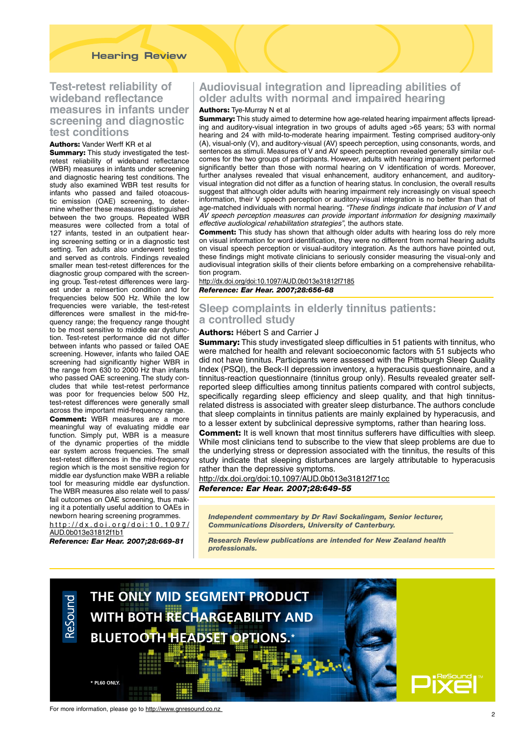## Test-retest reliability of wideband reflectance measures in infants under screening and diagnostic test conditions

**Authors:** Vander Werff KR et al

**Summary:** This study investigated the test-retest reliability of wideband reflectance (WBR) measures in infants under screening and diagnostic hearing test conditions. The study also examined WBR test results for infants who passed and failed otoacoustic emission (OAE) screening, to determine whether these measures distinguished between the two groups. Repeated WBR measures were collected from a total of 127 infants, tested in an outpatient hearing screening setting or in a diagnostic test setting. Ten adults also underwent testing and served as controls. Findings revealed smaller mean test-retest differences for the diagnostic group compared with the screening group. Test-retest differences were largest under a reinsertion condition and for frequencies below 500 Hz. While the low frequencies were variable, the test-retest differences were smallest in the mid-frequency range; the frequency range thought to be most sensitive to middle ear dysfunction. Test-retest performance did not differ between infants who passed or failed OAE screening. However, infants who failed OAE screening had significantly higher WBR in the range from 630 to 2000 Hz than infants who passed OAE screening. The study concludes that while test-retest performance was poor for frequencies below 500 Hz, test-retest differences were generally small across the important mid-frequency range.

**Comment:** WBR measures are a more meaningful way of evaluating middle ear function. Simply put, WBR is a measure of the dynamic properties of the middle ear system across frequencies. The small test-retest differences in the mid-frequency region which is the most sensitive region for middle ear dysfunction make WBR a reliable tool for measuring middle ear dysfunction. The WBR measures also relate well to pass/fail outcomes on OAE screening, thus making it a potentially useful addition to OAEs in newborn hearing screening programmes.

http://dx.doi.org/doi:10.1097/AUD.0b013e31812f1b1

***Reference: Ear Hear. 2007;28:669-81***

## Audiovisual integration and lipreading abilities of older adults with normal and impaired hearing

**Authors:** Tye-Murray N et al

**Summary:** This study aimed to determine how age-related hearing impairment affects lipreading and auditory-visual integration in two groups of adults aged >65 years; 53 with normal hearing and 24 with mild-to-moderate hearing impairment. Testing comprised auditory-only (A), visual-only (V), and auditory-visual (AV) speech perception, using consonants, words, and sentences as stimuli. Measures of V and AV speech perception revealed generally similar outcomes for the two groups of participants. However, adults with hearing impairment performed significantly better than those with normal hearing on V identification of words. Moreover, further analyses revealed that visual enhancement, auditory enhancement, and auditory-visual integration did not differ as a function of hearing status. In conclusion, the overall results suggest that although older adults with hearing impairment rely increasingly on visual speech information, their V speech perception or auditory-visual integration is no better than that of age-matched individuals with normal hearing. *"These findings indicate that inclusion of V and AV speech perception measures can provide important information for designing maximally effective audiological rehabilitation strategies"*, the authors state.

**Comment:** This study has shown that although older adults with hearing loss do rely more on visual information for word identification, they were no different from normal hearing adults on visual speech perception or visual-auditory integration. As the authors have pointed out, these findings might motivate clinicians to seriously consider measuring the visual-only and audiovisual integration skills of their clients before embarking on a comprehensive rehabilitation program.

http://dx.doi.org/doi:10.1097/AUD.0b013e31812f7185

***Reference: Ear Hear. 2007;28:656-68***

## Sleep complaints in elderly tinnitus patients: a controlled study

**Authors:** Hébert S and Carrier J

**Summary:** This study investigated sleep difficulties in 51 patients with tinnitus, who were matched for health and relevant socioeconomic factors with 51 subjects who did not have tinnitus. Participants were assessed with the Pittsburgh Sleep Quality Index (PSQI), the Beck-II depression inventory, a hyperacusis questionnaire, and a tinnitus-reaction questionnaire (tinnitus group only). Results revealed greater self-reported sleep difficulties among tinnitus patients compared with control subjects, specifically regarding sleep efficiency and sleep quality, and that high tinnitus-related distress is associated with greater sleep disturbance. The authors conclude that sleep complaints in tinnitus patients are mainly explained by hyperacusis, and to a lesser extent by subclinical depressive symptoms, rather than hearing loss.

**Comment:** It is well known that most tinnitus sufferers have difficulties with sleep. While most clinicians tend to subscribe to the view that sleep problems are due to the underlying stress or depression associated with the tinnitus, the results of this study indicate that sleeping disturbances are largely attributable to hyperacusis rather than the depressive symptoms.

http://dx.doi.org/doi:10.1097/AUD.0b013e31812f71cc

***Reference: Ear Hear. 2007;28:649-55***

***Independent commentary by Dr Ravi Sockalingam, Senior lecturer, Communications Disorders, University of Canterbury.***

***Research Review publications are intended for New Zealand health professionals.***

ReSound

THE ONLY MID SEGMENT PRODUCT WITH BOTH RECHARGEABILITY AND BLUETOOTH HEADSET OPTIONS.*

* PL60 ONLY.

ReSound Pixel™

For more information, please go to http://www.gnresound.co.nz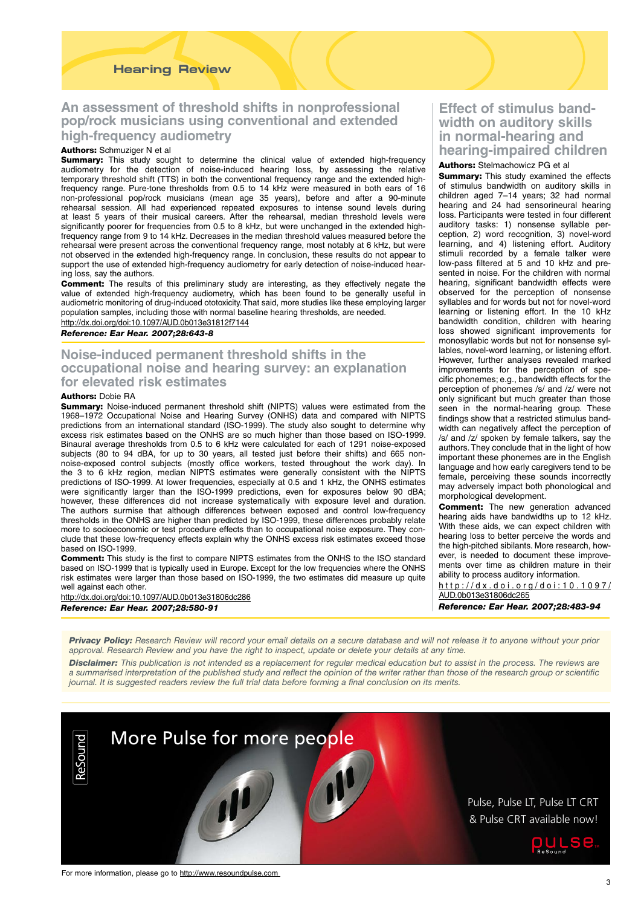## An assessment of threshold shifts in nonprofessional pop/rock musicians using conventional and extended high-frequency audiometry

**Authors:** Schmuziger N et al

**Summary:** This study sought to determine the clinical value of extended high-frequency audiometry for the detection of noise-induced hearing loss, by assessing the relative temporary threshold shift (TTS) in both the conventional frequency range and the extended high-frequency range. Pure-tone thresholds from 0.5 to 14 kHz were measured in both ears of 16 non-professional pop/rock musicians (mean age 35 years), before and after a 90-minute rehearsal session. All had experienced repeated exposures to intense sound levels during at least 5 years of their musical careers. After the rehearsal, median threshold levels were significantly poorer for frequencies from 0.5 to 8 kHz, but were unchanged in the extended high-frequency range from 9 to 14 kHz. Decreases in the median threshold values measured before the rehearsal were present across the conventional frequency range, most notably at 6 kHz, but were not observed in the extended high-frequency range. In conclusion, these results do not appear to support the use of extended high-frequency audiometry for early detection of noise-induced hearing loss, say the authors.

**Comment:** The results of this preliminary study are interesting, as they effectively negate the value of extended high-frequency audiometry, which has been found to be generally useful in audiometric monitoring of drug-induced ototoxicity. That said, more studies like these employing larger population samples, including those with normal baseline hearing thresholds, are needed.

http://dx.doi.org/doi:10.1097/AUD.0b013e31812f7144

***Reference: Ear Hear. 2007;28:643-8***

## Noise-induced permanent threshold shifts in the occupational noise and hearing survey: an explanation for elevated risk estimates

**Authors:** Dobie RA

**Summary:** Noise-induced permanent threshold shift (NIPTS) values were estimated from the 1968–1972 Occupational Noise and Hearing Survey (ONHS) data and compared with NIPTS predictions from an international standard (ISO-1999). The study also sought to determine why excess risk estimates based on the ONHS are so much higher than those based on ISO-1999. Binaural average thresholds from 0.5 to 6 kHz were calculated for each of 1291 noise-exposed subjects (80 to 94 dBA, for up to 30 years, all tested just before their shifts) and 665 non-noise-exposed control subjects (mostly office workers, tested throughout the work day). In the 3 to 6 kHz region, median NIPTS estimates were generally consistent with the NIPTS predictions of ISO-1999. At lower frequencies, especially at 0.5 and 1 kHz, the ONHS estimates were significantly larger than the ISO-1999 predictions, even for exposures below 90 dBA; however, these differences did not increase systematically with exposure level and duration. The authors surmise that although differences between exposed and control low-frequency thresholds in the ONHS are higher than predicted by ISO-1999, these differences probably relate more to socioeconomic or test procedure effects than to occupational noise exposure. They conclude that these low-frequency effects explain why the ONHS excess risk estimates exceed those based on ISO-1999.

**Comment:** This study is the first to compare NIPTS estimates from the ONHS to the ISO standard based on ISO-1999 that is typically used in Europe. Except for the low frequencies where the ONHS risk estimates were larger than those based on ISO-1999, the two estimates did measure up quite well against each other.

http://dx.doi.org/doi:10.1097/AUD.0b013e31806dc286

***Reference: Ear Hear. 2007;28:580-91***

## Effect of stimulus bandwidth on auditory skills in normal-hearing and hearing-impaired children

**Authors:** Stelmachowicz PG et al

**Summary:** This study examined the effects of stimulus bandwidth on auditory skills in children aged 7–14 years; 32 had normal hearing and 24 had sensorineural hearing loss. Participants were tested in four different auditory tasks: 1) nonsense syllable perception, 2) word recognition, 3) novel-word learning, and 4) listening effort. Auditory stimuli recorded by a female talker were low-pass filtered at 5 and 10 kHz and presented in noise. For the children with normal hearing, significant bandwidth effects were observed for the perception of nonsense syllables and for words but not for novel-word learning or listening effort. In the 10 kHz bandwidth condition, children with hearing loss showed significant improvements for monosyllabic words but not for nonsense syllables, novel-word learning, or listening effort. However, further analyses revealed marked improvements for the perception of specific phonemes; e.g., bandwidth effects for the perception of phonemes /s/ and /z/ were not only significant but much greater than those seen in the normal-hearing group. These findings show that a restricted stimulus bandwidth can negatively affect the perception of /s/ and /z/ spoken by female talkers, say the authors. They conclude that in the light of how important these phonemes are in the English language and how early caregivers tend to be female, perceiving these sounds incorrectly may adversely impact both phonological and morphological development.

**Comment:** The new generation advanced hearing aids have bandwidths up to 12 kHz. With these aids, we can expect children with hearing loss to better perceive the words and the high-pitched sibilants. More research, however, is needed to document these improvements over time as children mature in their ability to process auditory information.

http://dx.doi.org/doi:10.1097/AUD.0b013e31806dc265

***Reference: Ear Hear. 2007;28:483-94***

***Privacy Policy:*** *Research Review will record your email details on a secure database and will not release it to anyone without your prior approval. Research Review and you have the right to inspect, update or delete your details at any time.*

***Disclaimer:*** *This publication is not intended as a replacement for regular medical education but to assist in the process. The reviews are a summarised interpretation of the published study and reflect the opinion of the writer rather than those of the research group or scientific journal. It is suggested readers review the full trial data before forming a final conclusion on its merits.*

ReSound

More Pulse for more people

Pulse, Pulse LT, Pulse LT CRT & Pulse CRT available now!

pulse ReSound

For more information, please go to http://www.resoundpulse.com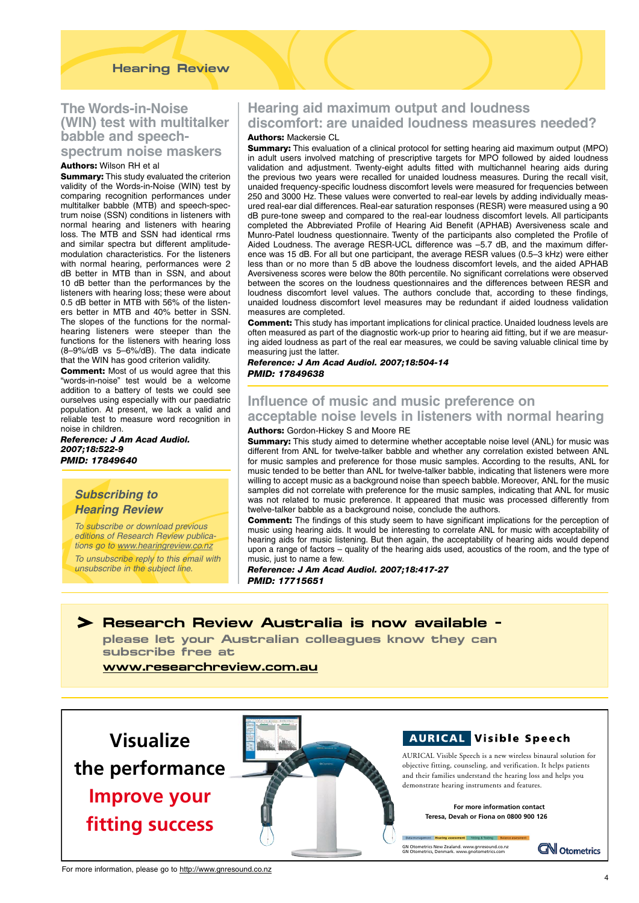## The Words-in-Noise (WIN) test with multitalker babble and speech-spectrum noise maskers

**Authors:** Wilson RH et al

**Summary:** This study evaluated the criterion validity of the Words-in-Noise (WIN) test by comparing recognition performances under multitalker babble (MTB) and speech-spectrum noise (SSN) conditions in listeners with normal hearing and listeners with hearing loss. The MTB and SSN had identical rms and similar spectra but different amplitude-modulation characteristics. For the listeners with normal hearing, performances were 2 dB better in MTB than in SSN, and about 10 dB better than the performances by the listeners with hearing loss; these were about 0.5 dB better in MTB with 56% of the listeners better in MTB and 40% better in SSN. The slopes of the functions for the normal-hearing listeners were steeper than the functions for the listeners with hearing loss (8–9%/dB vs 5–6%/dB). The data indicate that the WIN has good criterion validity.

**Comment:** Most of us would agree that this "words-in-noise" test would be a welcome addition to a battery of tests we could see ourselves using especially with our paediatric population. At present, we lack a valid and reliable test to measure word recognition in noise in children.

***Reference: J Am Acad Audiol. 2007;18:522-9***
***PMID: 17849640***

### *Subscribing to Hearing Review*

*To subscribe or download previous editions of Research Review publications go to www.hearingreview.co.nz*

*To unsubscribe reply to this email with unsubscribe in the subject line.*

## Hearing aid maximum output and loudness discomfort: are unaided loudness measures needed?

**Authors:** Mackersie CL

**Summary:** This evaluation of a clinical protocol for setting hearing aid maximum output (MPO) in adult users involved matching of prescriptive targets for MPO followed by aided loudness validation and adjustment. Twenty-eight adults fitted with multichannel hearing aids during the previous two years were recalled for unaided loudness measures. During the recall visit, unaided frequency-specific loudness discomfort levels were measured for frequencies between 250 and 3000 Hz. These values were converted to real-ear levels by adding individually measured real-ear dial differences. Real-ear saturation responses (RESR) were measured using a 90 dB pure-tone sweep and compared to the real-ear loudness discomfort levels. All participants completed the Abbreviated Profile of Hearing Aid Benefit (APHAB) Aversiveness scale and Munro-Patel loudness questionnaire. Twenty of the participants also completed the Profile of Aided Loudness. The average RESR-UCL difference was –5.7 dB, and the maximum difference was 15 dB. For all but one participant, the average RESR values (0.5–3 kHz) were either less than or no more than 5 dB above the loudness discomfort levels, and the aided APHAB Aversiveness scores were below the 80th percentile. No significant correlations were observed between the scores on the loudness questionnaires and the differences between RESR and loudness discomfort level values. The authors conclude that, according to these findings, unaided loudness discomfort level measures may be redundant if aided loudness validation measures are completed.

**Comment:** This study has important implications for clinical practice. Unaided loudness levels are often measured as part of the diagnostic work-up prior to hearing aid fitting, but if we are measuring aided loudness as part of the real ear measures, we could be saving valuable clinical time by measuring just the latter.

***Reference: J Am Acad Audiol. 2007;18:504-14***
***PMID: 17849638***

## Influence of music and music preference on acceptable noise levels in listeners with normal hearing

**Authors:** Gordon-Hickey S and Moore RE

**Summary:** This study aimed to determine whether acceptable noise level (ANL) for music was different from ANL for twelve-talker babble and whether any correlation existed between ANL for music samples and preference for those music samples. According to the results, ANL for music tended to be better than ANL for twelve-talker babble, indicating that listeners were more willing to accept music as a background noise than speech babble. Moreover, ANL for the music samples did not correlate with preference for the music samples, indicating that ANL for music was not related to music preference. It appeared that music was processed differently from twelve-talker babble as a background noise, conclude the authors.

**Comment:** The findings of this study seem to have significant implications for the perception of music using hearing aids. It would be interesting to correlate ANL for music with acceptability of hearing aids for music listening. But then again, the acceptability of hearing aids would depend upon a range of factors – quality of the hearing aids used, acoustics of the room, and the type of music, just to name a few.

***Reference: J Am Acad Audiol. 2007;18:417-27***
***PMID: 17715651***

**Research Review Australia is now available - please let your Australian colleagues know they can subscribe free at www.researchreview.com.au**

**Visualize the performance Improve your fitting success**

**AURICAL Visible Speech**

AURICAL Visible Speech is a new wireless binaural solution for objective fitting, counseling, and verification. It helps patients and their families understand the hearing loss and helps you demonstrate hearing instruments and features.

**For more information contact Teresa, Devah or Fiona on 0800 900 126**

GN Otometrics New Zealand. www.gnresound.co.nz
GN Otometrics, Denmark. www.gnotometrics.com

GN Otometrics

For more information, please go to http://www.gnresound.co.nz